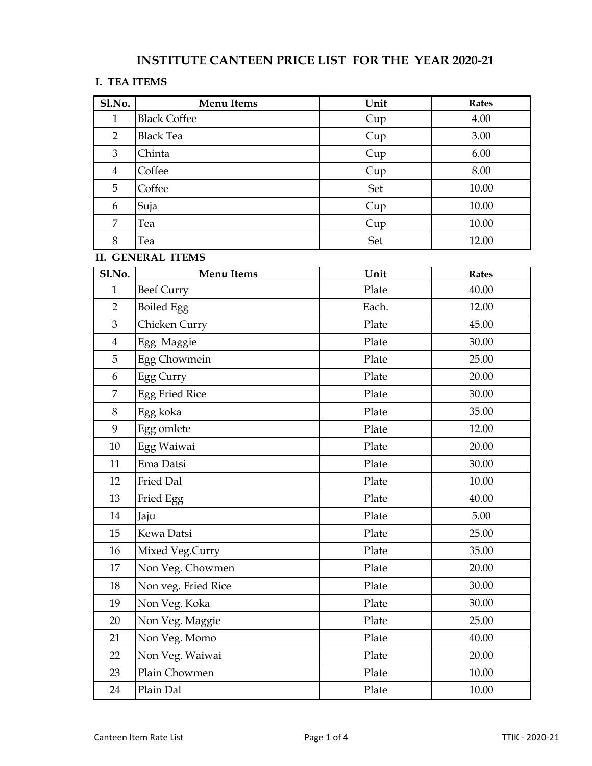# INSTITUTE CANTEEN PRICE LIST FOR THE YEAR 2020-21

## I. TEA ITEMS

| Sl.No. | Menu Items | Unit | Rates |
|---|---|---|---|
| 1 | Black Coffee | Cup | 4.00 |
| 2 | Black Tea | Cup | 3.00 |
| 3 | Chinta | Cup | 6.00 |
| 4 | Coffee | Cup | 8.00 |
| 5 | Coffee | Set | 10.00 |
| 6 | Suja | Cup | 10.00 |
| 7 | Tea | Cup | 10.00 |
| 8 | Tea | Set | 12.00 |

## II. GENERAL ITEMS

| Sl.No. | Menu Items | Unit | Rates |
|---|---|---|---|
| 1 | Beef Curry | Plate | 40.00 |
| 2 | Boiled Egg | Each. | 12.00 |
| 3 | Chicken Curry | Plate | 45.00 |
| 4 | Egg Maggie | Plate | 30.00 |
| 5 | Egg Chowmein | Plate | 25.00 |
| 6 | Egg Curry | Plate | 20.00 |
| 7 | Egg Fried Rice | Plate | 30.00 |
| 8 | Egg koka | Plate | 35.00 |
| 9 | Egg omlete | Plate | 12.00 |
| 10 | Egg Waiwai | Plate | 20.00 |
| 11 | Ema Datsi | Plate | 30.00 |
| 12 | Fried Dal | Plate | 10.00 |
| 13 | Fried Egg | Plate | 40.00 |
| 14 | Jaju | Plate | 5.00 |
| 15 | Kewa Datsi | Plate | 25.00 |
| 16 | Mixed Veg.Curry | Plate | 35.00 |
| 17 | Non Veg. Chowmen | Plate | 20.00 |
| 18 | Non veg. Fried Rice | Plate | 30.00 |
| 19 | Non Veg. Koka | Plate | 30.00 |
| 20 | Non Veg. Maggie | Plate | 25.00 |
| 21 | Non Veg. Momo | Plate | 40.00 |
| 22 | Non Veg. Waiwai | Plate | 20.00 |
| 23 | Plain Chowmen | Plate | 10.00 |
| 24 | Plain Dal | Plate | 10.00 |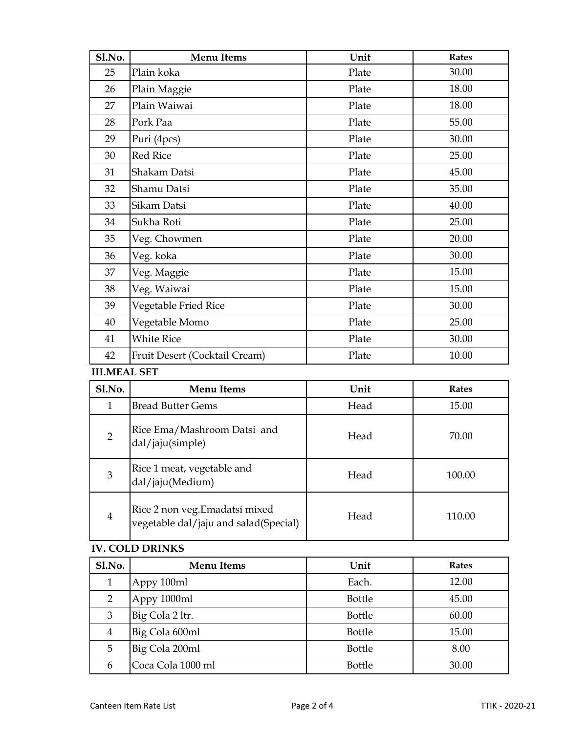| Sl.No. | Menu Items | Unit | Rates |
|---|---|---|---|
| 25 | Plain koka | Plate | 30.00 |
| 26 | Plain Maggie | Plate | 18.00 |
| 27 | Plain Waiwai | Plate | 18.00 |
| 28 | Pork Paa | Plate | 55.00 |
| 29 | Puri (4pcs) | Plate | 30.00 |
| 30 | Red Rice | Plate | 25.00 |
| 31 | Shakam Datsi | Plate | 45.00 |
| 32 | Shamu Datsi | Plate | 35.00 |
| 33 | Sikam Datsi | Plate | 40.00 |
| 34 | Sukha Roti | Plate | 25.00 |
| 35 | Veg. Chowmen | Plate | 20.00 |
| 36 | Veg. koka | Plate | 30.00 |
| 37 | Veg. Maggie | Plate | 15.00 |
| 38 | Veg. Waiwai | Plate | 15.00 |
| 39 | Vegetable Fried Rice | Plate | 30.00 |
| 40 | Vegetable Momo | Plate | 25.00 |
| 41 | White Rice | Plate | 30.00 |
| 42 | Fruit Desert (Cocktail Cream) | Plate | 10.00 |

**III.MEAL SET**

| Sl.No. | Menu Items | Unit | Rates |
|---|---|---|---|
| 1 | Bread Butter Gems | Head | 15.00 |
| 2 | Rice Ema/Mashroom Datsi and dal/jaju(simple) | Head | 70.00 |
| 3 | Rice 1 meat, vegetable and dal/jaju(Medium) | Head | 100.00 |
| 4 | Rice 2 non veg.Emadatsi mixed vegetable dal/jaju and salad(Special) | Head | 110.00 |

**IV. COLD DRINKS**

| Sl.No. | Menu Items | Unit | Rates |
|---|---|---|---|
| 1 | Appy 100ml | Each. | 12.00 |
| 2 | Appy 1000ml | Bottle | 45.00 |
| 3 | Big Cola 2 ltr. | Bottle | 60.00 |
| 4 | Big Cola 600ml | Bottle | 15.00 |
| 5 | Big Cola 200ml | Bottle | 8.00 |
| 6 | Coca Cola 1000 ml | Bottle | 30.00 |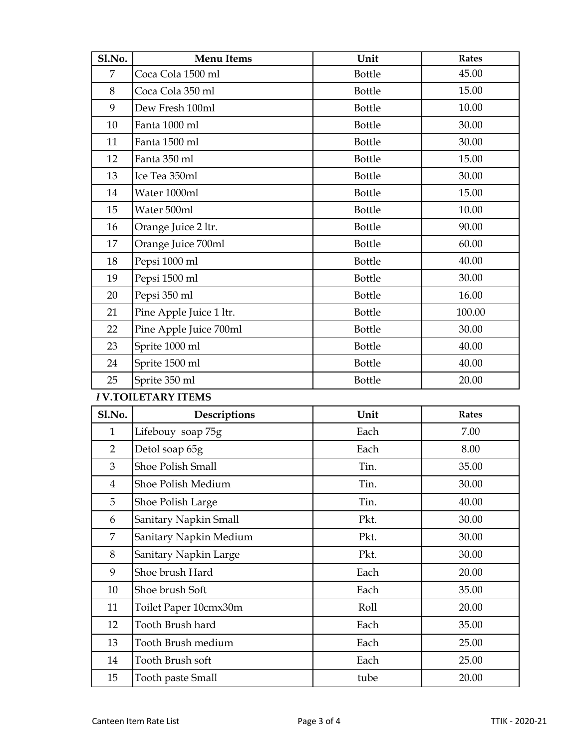| Sl.No. | Menu Items | Unit | Rates |
|---|---|---|---|
| 7 | Coca Cola 1500 ml | Bottle | 45.00 |
| 8 | Coca Cola 350 ml | Bottle | 15.00 |
| 9 | Dew Fresh 100ml | Bottle | 10.00 |
| 10 | Fanta 1000 ml | Bottle | 30.00 |
| 11 | Fanta 1500 ml | Bottle | 30.00 |
| 12 | Fanta 350 ml | Bottle | 15.00 |
| 13 | Ice Tea 350ml | Bottle | 30.00 |
| 14 | Water 1000ml | Bottle | 15.00 |
| 15 | Water 500ml | Bottle | 10.00 |
| 16 | Orange Juice 2 ltr. | Bottle | 90.00 |
| 17 | Orange Juice 700ml | Bottle | 60.00 |
| 18 | Pepsi 1000 ml | Bottle | 40.00 |
| 19 | Pepsi 1500 ml | Bottle | 30.00 |
| 20 | Pepsi 350 ml | Bottle | 16.00 |
| 21 | Pine Apple Juice 1 ltr. | Bottle | 100.00 |
| 22 | Pine Apple Juice 700ml | Bottle | 30.00 |
| 23 | Sprite 1000 ml | Bottle | 40.00 |
| 24 | Sprite 1500 ml | Bottle | 40.00 |
| 25 | Sprite 350 ml | Bottle | 20.00 |

**I V.TOILETARY ITEMS**

| Sl.No. | Descriptions | Unit | Rates |
|---|---|---|---|
| 1 | Lifebouy soap 75g | Each | 7.00 |
| 2 | Detol soap 65g | Each | 8.00 |
| 3 | Shoe Polish Small | Tin. | 35.00 |
| 4 | Shoe Polish Medium | Tin. | 30.00 |
| 5 | Shoe Polish Large | Tin. | 40.00 |
| 6 | Sanitary Napkin Small | Pkt. | 30.00 |
| 7 | Sanitary Napkin Medium | Pkt. | 30.00 |
| 8 | Sanitary Napkin Large | Pkt. | 30.00 |
| 9 | Shoe brush Hard | Each | 20.00 |
| 10 | Shoe brush Soft | Each | 35.00 |
| 11 | Toilet Paper 10cmx30m | Roll | 20.00 |
| 12 | Tooth Brush hard | Each | 35.00 |
| 13 | Tooth Brush medium | Each | 25.00 |
| 14 | Tooth Brush soft | Each | 25.00 |
| 15 | Tooth paste Small | tube | 20.00 |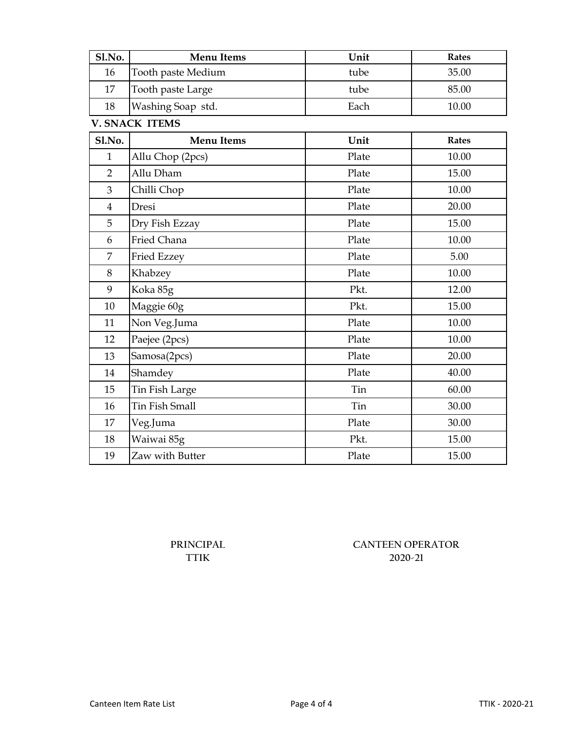| Sl.No. | Menu Items | Unit | Rates |
|---|---|---|---|
| 16 | Tooth paste Medium | tube | 35.00 |
| 17 | Tooth paste Large | tube | 85.00 |
| 18 | Washing Soap std. | Each | 10.00 |

**V. SNACK ITEMS**

| Sl.No. | Menu Items | Unit | Rates |
|---|---|---|---|
| 1 | Allu Chop (2pcs) | Plate | 10.00 |
| 2 | Allu Dham | Plate | 15.00 |
| 3 | Chilli Chop | Plate | 10.00 |
| 4 | Dresi | Plate | 20.00 |
| 5 | Dry Fish Ezzay | Plate | 15.00 |
| 6 | Fried Chana | Plate | 10.00 |
| 7 | Fried Ezzey | Plate | 5.00 |
| 8 | Khabzey | Plate | 10.00 |
| 9 | Koka 85g | Pkt. | 12.00 |
| 10 | Maggie 60g | Pkt. | 15.00 |
| 11 | Non Veg.Juma | Plate | 10.00 |
| 12 | Paejee (2pcs) | Plate | 10.00 |
| 13 | Samosa(2pcs) | Plate | 20.00 |
| 14 | Shamdey | Plate | 40.00 |
| 15 | Tin Fish Large | Tin | 60.00 |
| 16 | Tin Fish Small | Tin | 30.00 |
| 17 | Veg.Juma | Plate | 30.00 |
| 18 | Waiwai 85g | Pkt. | 15.00 |
| 19 | Zaw with Butter | Plate | 15.00 |

**PRINCIPAL**
**TTIK**

**CANTEEN OPERATOR**
**2020-21**